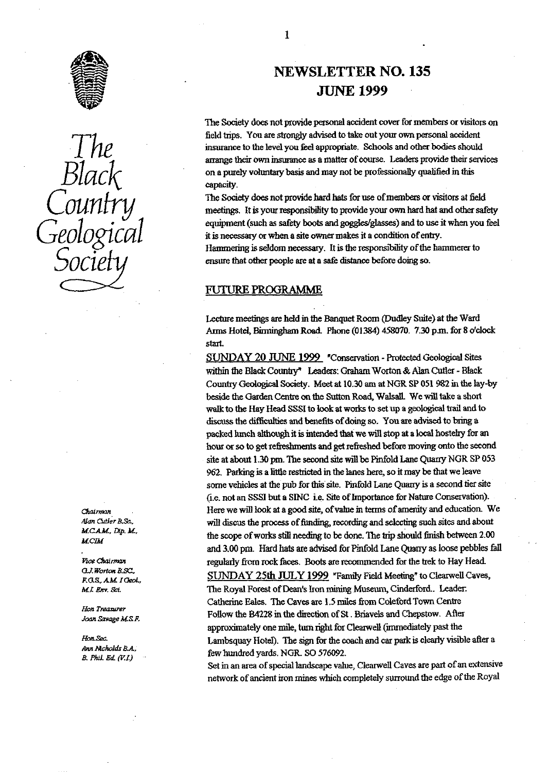The Black Country Geological Society

# NEWSLETTER NO. 135
# JUNE 1999

The Society does not provide personal accident cover for members or visitors on field trips. You are strongly advised to take out your own personal accident insurance to the level you feel appropriate. Schools and other bodies should arrange their own insurance as a matter of course. Leaders provide their services on a purely voluntary basis and may not be professionally qualified in this capacity.

The Society does not provide hard hats for use of members or visitors at field meetings. It is your responsibility to provide your own hard hat and other safety equipment (such as safety boots and goggles/glasses) and to use it when you feel it is necessary or when a site owner makes it a condition of entry.

Hammering is seldom necessary. It is the responsibility of the hammerer to ensure that other people are at a safe distance before doing so.

## FUTURE PROGRAMME

Lecture meetings are held in the Banquet Room (Dudley Suite) at the Ward Arms Hotel, Birmingham Road. Phone (01384) 458070. 7.30 p.m. for 8 o'clock start.

**SUNDAY 20 JUNE 1999** "Conservation - Protected Geological Sites within the Black Country" Leaders: Graham Worton & Alan Cutler - Black Country Geological Society. Meet at 10.30 am at NGR SP 051 982 in the lay-by beside the Garden Centre on the Sutton Road, Walsall. We will take a short walk to the Hay Head SSSI to look at works to set up a geological trail and to discuss the difficulties and benefits of doing so. You are advised to bring a packed lunch although it is intended that we will stop at a local hostelry for an hour or so to get refreshments and get refreshed before moving onto the second site at about 1.30 pm. The second site will be Pinfold Lane Quarry NGR SP 053 962. Parking is a little restricted in the lanes here, so it may be that we leave some vehicles at the pub for this site. Pinfold Lane Quarry is a second tier site (i.e. not an SSSI but a SINC i.e. Site of Importance for Nature Conservation). Here we will look at a good site, of value in terms of amenity and education. We will discuss the process of funding, recording and selecting such sites and about the scope of works still needing to be done. The trip should finish between 2.00 and 3.00 pm. Hard hats are advised for Pinfold Lane Quarry as loose pebbles fall regularly from rock faces. Boots are recommended for the trek to Hay Head.

**SUNDAY 25th JULY 1999** "Family Field Meeting" to Clearwell Caves, The Royal Forest of Dean's Iron mining Museum, Cinderford.. Leader: Catherine Eales. The Caves are 1.5 miles from Coleford Town Centre Follow the B4228 in the direction of St. Briavels and Chepstow. After approximately one mile, turn right for Clearwell (immediately past the Lambsquay Hotel). The sign for the coach and car park is clearly visible after a few hundred yards. NGR. SO 576092.

Set in an area of special landscape value, Clearwell Caves are part of an extensive network of ancient iron mines which completely surround the edge of the Royal

*Chairman*
*Alan Cutler B.Sc., M.C.A.M., Dip. M., M.CIM*

*Vice Chairman*
*G.J. Worton B.SC., F.G.S., A.M. I Geol., M.I. Env. Sci.*

*Hon Treasurer*
*Joan Savage M.S.F.*

*Hon.Sec.*
*Ann Nicholds B.A., B. Phil. Ed. (V.I.)*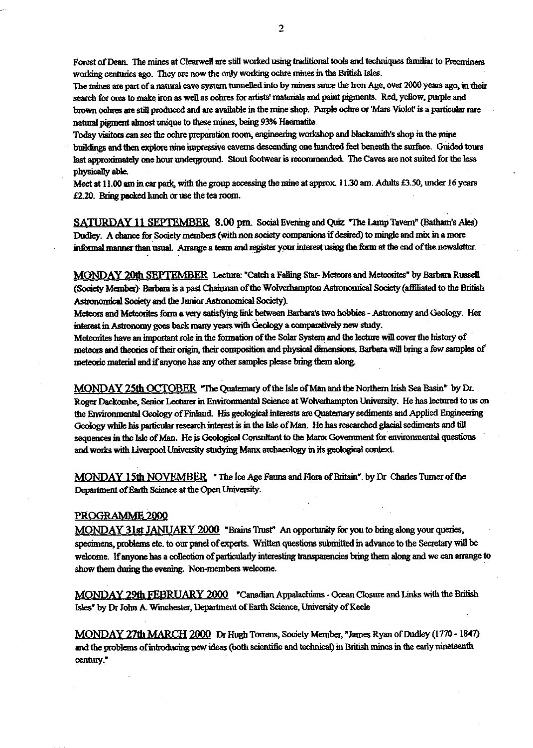Forest of Dean. The mines at Clearwell are still worked using traditional tools and techniques familiar to Freeminers working centuries ago. They are now the only working ochre mines in the British Isles.

The mines are part of a natural cave system tunnelled into by miners since the Iron Age, over 2000 years ago, in their search for ores to make iron as well as ochres for artists' materials and paint pigments. Red, yellow, purple and brown ochres are still produced and are available in the mine shop. Purple ochre or 'Mars Violet' is a particular rare natural pigment almost unique to these mines, being 93% Haematite.

Today visitors can see the ochre preparation room, engineering workshop and blacksmith's shop in the mine buildings and then explore nine impressive caverns descending one hundred feet beneath the surface. Guided tours last approximately one hour underground. Stout footwear is recommended. The Caves are not suited for the less physically able.

Meet at 11.00 am in car park, with the group accessing the mine at approx. 11.30 am. Adults £3.50, under 16 years £2.20. Bring packed lunch or use the tea room.

<u>SATURDAY 11 SEPTEMBER</u> 8.00 pm. Social Evening and Quiz "The Lamp Tavern" (Batham's Ales) Dudley. A chance for Society members (with non society companions if desired) to mingle and mix in a more informal manner than usual. Arrange a team and register your interest using the form at the end of the newsletter.

<u>MONDAY 20th SEPTEMBER</u> Lecture: "Catch a Falling Star- Meteors and Meteorites" by Barbara Russell (Society Member). Barbara is a past Chairman of the Wolverhampton Astronomical Society (affiliated to the British Astronomical Society and the Junior Astronomical Society).

Meteors and Meteorites form a very satisfying link between Barbara's two hobbies - Astronomy and Geology. Her interest in Astronomy goes back many years with Geology a comparatively new study.

Meteorites have an important role in the formation of the Solar System and the lecture will cover the history of meteors and theories of their origin, their composition and physical dimensions. Barbara will bring a few samples of meteoric material and if anyone has any other samples please bring them along.

<u>MONDAY 25th OCTOBER</u> "The Quaternary of the Isle of Man and the Northern Irish Sea Basin" by Dr. Roger Dackombe, Senior Lecturer in Environmental Science at Wolverhampton University. He has lectured to us on the Environmental Geology of Finland. His geological interests are Quaternary sediments and Applied Engineering Geology while his particular research interest is in the Isle of Man. He has researched glacial sediments and till sequences in the Isle of Man. He is Geological Consultant to the Manx Government for environmental questions and works with Liverpool University studying Manx archaeology in its geological context.

<u>MONDAY 15th NOVEMBER</u> " The Ice Age Fauna and Flora of Britain". by Dr Charles Turner of the Department of Earth Science at the Open University.

## <u>PROGRAMME 2000</u>

<u>MONDAY 31st JANUARY 2000</u> "Brains Trust" An opportunity for you to bring along your queries, specimens, problems etc. to our panel of experts. Written questions submitted in advance to the Secretary will be welcome. If anyone has a collection of particularly interesting transparencies bring them along and we can arrange to show them during the evening. Non-members welcome.

<u>MONDAY 29th FEBRUARY 2000</u> "Canadian Appalachians - Ocean Closure and Links with the British Isles" by Dr John A. Winchester, Department of Earth Science, University of Keele

<u>MONDAY 27th MARCH 2000</u> Dr Hugh Torrens, Society Member, "James Ryan of Dudley (1770 - 1847) and the problems of introducing new ideas (both scientific and technical) in British mines in the early nineteenth century."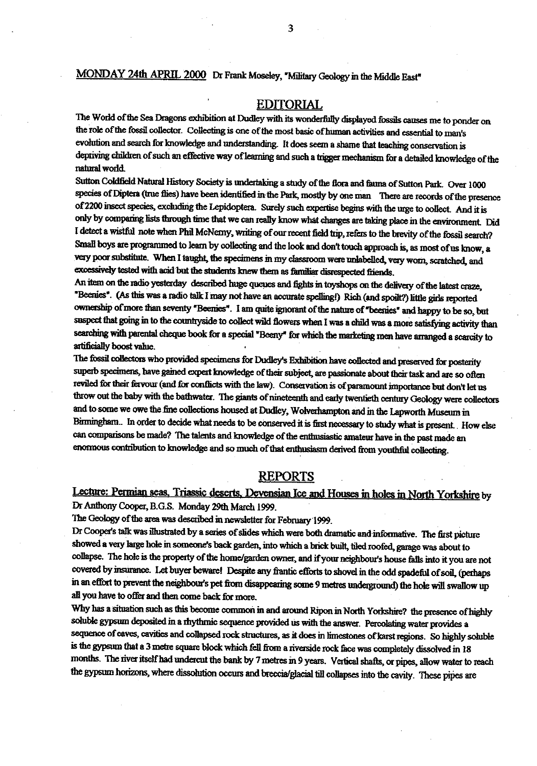<u>MONDAY 24th APRIL 2000</u> Dr Frank Moseley, "Military Geology in the Middle East"

## EDITORIAL

The World of the Sea Dragons exhibition at Dudley with its wonderfully displayed fossils causes me to ponder on the role of the fossil collector. Collecting is one of the most basic of human activities and essential to man's evolution and search for knowledge and understanding. It does seem a shame that teaching conservation is depriving children of such an effective way of learning and such a trigger mechanism for a detailed knowledge of the natural world.

Sutton Coldfield Natural History Society is undertaking a study of the flora and fauna of Sutton Park. Over 1000 species of Diptera (true flies) have been identified in the Park, mostly by one man There are records of the presence of 2200 insect species, excluding the Lepidoptera. Surely such expertise begins with the urge to collect. And it is only by comparing lists through time that we can really know what changes are taking place in the environment. Did I detect a wistful note when Phil McNerny, writing of our recent field trip, refers to the brevity of the fossil search? Small boys are programmed to learn by collecting and the look and don't touch approach is, as most of us know, a very poor substitute. When I taught, the specimens in my classroom were unlabelled, very worn, scratched, and excessively tested with acid but the students knew them as familiar disrespected friends.

An item on the radio yesterday described huge queues and fights in toyshops on the delivery of the latest craze, "Beenies". (As this was a radio talk I may not have an accurate spelling!) Rich (and spoilt?) little girls reported ownership of more than seventy "Beenies". I am quite ignorant of the nature of "beenies" and happy to be so, but suspect that going in to the countryside to collect wild flowers when I was a child was a more satisfying activity than searching with parental cheque book for a special "Beeny" for which the marketing men have arranged a scarcity to artificially boost value.

The fossil collectors who provided specimens for Dudley's Exhibition have collected and preserved for posterity superb specimens, have gained expert knowledge of their subject, are passionate about their task and are so often reviled for their fervour (and for conflicts with the law). Conservation is of paramount importance but don't let us throw out the baby with the bathwater. The giants of nineteenth and early twentieth century Geology were collectors and to some we owe the fine collections housed at Dudley, Wolverhampton and in the Lapworth Museum in Birmingham.. In order to decide what needs to be conserved it is first necessary to study what is present. How else can comparisons be made? The talents and knowledge of the enthusiastic amateur have in the past made an enormous contribution to knowledge and so much of that enthusiasm derived from youthful collecting.

## REPORTS

### <u>Lecture: Permian seas, Triassic deserts, Devensian Ice and Houses in holes in North Yorkshire</u> by Dr Anthony Cooper, B.G.S. Monday 29th March 1999.

The Geology of the area was described in newsletter for February 1999.

Dr Cooper's talk was illustrated by a series of slides which were both dramatic and informative. The first picture showed a very large hole in someone's back garden, into which a brick built, tiled roofed, garage was about to collapse. The hole is the property of the home/garden owner, and if your neighbour's house falls into it you are not covered by insurance. Let buyer beware! Despite any frantic efforts to shovel in the odd spadeful of soil, (perhaps in an effort to prevent the neighbour's pet from disappearing some 9 metres underground) the hole will swallow up all you have to offer and then come back for more.

Why has a situation such as this become common in and around Ripon in North Yorkshire? the presence of highly soluble gypsum deposited in a rhythmic sequence provided us with the answer. Percolating water provides a sequence of caves, cavities and collapsed rock structures, as it does in limestones of karst regions. So highly soluble is the gypsum that a 3 metre square block which fell from a riverside rock face was completely dissolved in 18 months. The river itself had undercut the bank by 7 metres in 9 years. Vertical shafts, or pipes, allow water to reach the gypsum horizons, where dissolution occurs and breccia/glacial till collapses into the cavity. These pipes are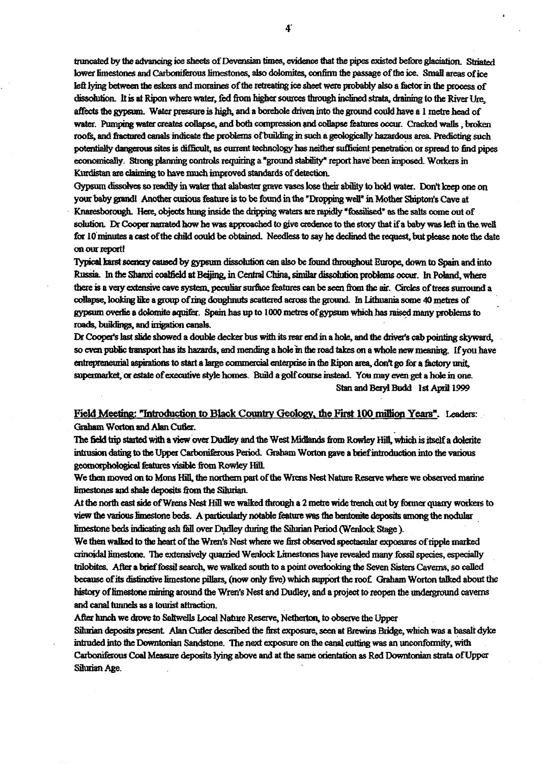truncated by the advancing ice sheets of Devensian times, evidence that the pipes existed before glaciation. Striated lower limestones and Carboniferous limestones, also dolomites, confirm the passage of the ice. Small areas of ice left lying between the eskers and moraines of the retreating ice sheet were probably also a factor in the process of dissolution. It is at Ripon where water, fed from higher sources through inclined strata, draining to the River Ure, affects the gypsum. Water pressure is high, and a borehole driven into the ground could have a 1 metre head of water. Pumping water creates collapse, and both compression and collapse features occur. Cracked walls, broken roofs, and fractured canals indicate the problems of building in such a geologically hazardous area. Predicting such potentially dangerous sites is difficult, as current technology has neither sufficient penetration or spread to find pipes economically. Strong planning controls requiring a "ground stability" report have been imposed. Workers in Kurdistan are claiming to have much improved standards of detection.

Gypsum dissolves so readily in water that alabaster grave vases lose their ability to hold water. Don't keep one on your baby grand! Another curious feature is to be found in the "Dropping well" in Mother Shipton's Cave at Knaresborough. Here, objects hung inside the dripping waters are rapidly "fossilised" as the salts come out of solution. Dr Cooper narrated how he was approached to give credence to the story that if a baby was left in the well for 10 minutes a cast of the child could be obtained. Needless to say he declined the request, but please note the date on our report!

Typical karst scenery caused by gypsum dissolution can also be found throughout Europe, down to Spain and into Russia. In the Shanxi coalfield at Beijing, in Central China, similar dissolution problems occur. In Poland, where there is a very extensive cave system, peculiar surface features can be seen from the air. Circles of trees surround a collapse, looking like a group of ring doughnuts scattered across the ground. In Lithuania some 40 metres of gypsum overlie a dolomite aquifer. Spain has up to 1000 metres of gypsum which has raised many problems to roads, buildings, and irrigation canals.

Dr Cooper's last slide showed a double decker bus with its rear end in a hole, and the driver's cab pointing skyward, so even public transport has its hazards, and mending a hole in the road takes on a whole new meaning. If you have entrepreneurial aspirations to start a large commercial enterprise in the Ripon area, don't go for a factory unit, supermarket, or estate of executive style homes. Build a golf course instead. You may even get a hole in one.

Stan and Beryl Budd 1st April 1999

## Field Meeting: "Introduction to Black Country Geology, the First 100 million Years". Leaders: Graham Worton and Alan Cutler.

The field trip started with a view over Dudley and the West Midlands from Rowley Hill, which is itself a dolerite intrusion dating to the Upper Carboniferous Period. Graham Worton gave a brief introduction into the various geomorphological features visible from Rowley Hill.

We then moved on to Mons Hill, the northern part of the Wrens Nest Nature Reserve where we observed marine limestones and shale deposits from the Silurian.

At the north east side of Wrens Nest Hill we walked through a 2 metre wide trench cut by former quarry workers to view the various limestone beds. A particularly notable feature was the bentonite deposits among the nodular limestone beds indicating ash fall over Dudley during the Silurian Period (Wenlock Stage).

We then walked to the heart of the Wren's Nest where we first observed spectacular exposures of ripple marked crinoidal limestone. The extensively quarried Wenlock Limestones have revealed many fossil species, especially trilobites. After a brief fossil search, we walked south to a point overlooking the Seven Sisters Caverns, so called because of its distinctive limestone pillars, (now only five) which support the roof. Graham Worton talked about the history of limestone mining around the Wren's Nest and Dudley, and a project to reopen the underground caverns and canal tunnels as a tourist attraction.

After lunch we drove to Saltwells Local Nature Reserve, Netherton, to observe the Upper Silurian deposits present. Alan Cutler described the first exposure, seen at Brewins Bridge, which was a basalt dyke intruded into the Downtonian Sandstone. The next exposure on the canal cutting was an unconformity, with Carboniferous Coal Measure deposits lying above and at the same orientation as Red Downtonian strata of Upper Silurian Age.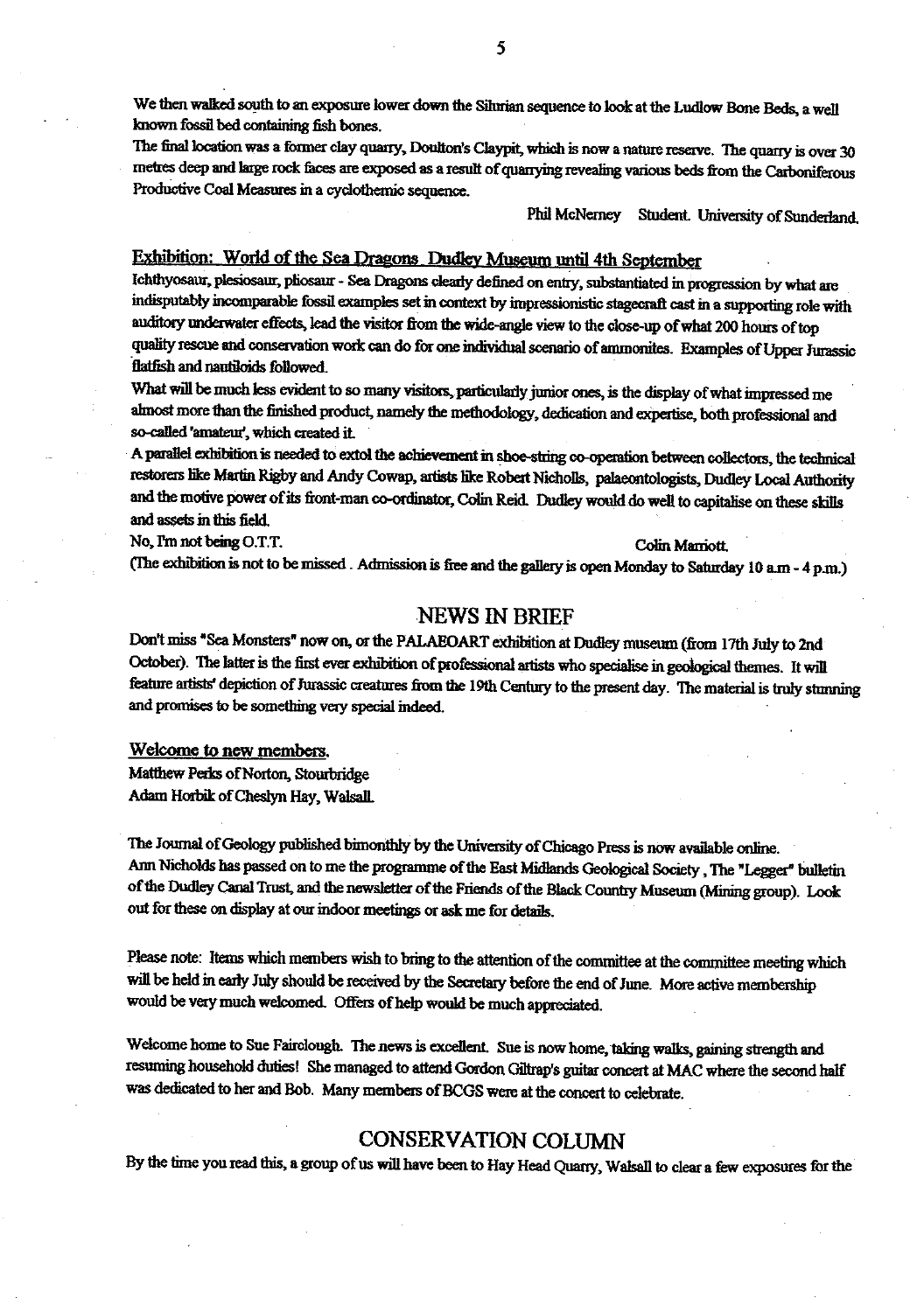We then walked south to an exposure lower down the Silurian sequence to look at the Ludlow Bone Beds, a well known fossil bed containing fish bones.

The final location was a former clay quarry, Doulton's Claypit, which is now a nature reserve. The quarry is over 30 metres deep and large rock faces are exposed as a result of quarrying revealing various beds from the Carboniferous Productive Coal Measures in a cyclothemic sequence.

Phil McNerney Student. University of Sunderland.

## Exhibition: World of the Sea Dragons Dudley Museum until 4th September

Ichthyosaur, plesiosaur, pliosaur - Sea Dragons clearly defined on entry, substantiated in progression by what are indisputably incomparable fossil examples set in context by impressionistic stagecraft cast in a supporting role with auditory underwater effects, lead the visitor from the wide-angle view to the close-up of what 200 hours of top quality rescue and conservation work can do for one individual scenario of ammonites. Examples of Upper Jurassic flatfish and nautiloids followed.

What will be much less evident to so many visitors, particularly junior ones, is the display of what impressed me almost more than the finished product, namely the methodology, dedication and expertise, both professional and so-called 'amateur', which created it.

A parallel exhibition is needed to extol the achievement in shoe-string co-operation between collectors, the technical restorers like Martin Rigby and Andy Cowap, artists like Robert Nicholls, palaeontologists, Dudley Local Authority and the motive power of its front-man co-ordinator, Colin Reid. Dudley would do well to capitalise on these skills and assets in this field.

No, I'm not being O.T.T. Colin Marriott.

(The exhibition is not to be missed. Admission is free and the gallery is open Monday to Saturday 10 a.m - 4 p.m.)

## NEWS IN BRIEF

Don't miss "Sea Monsters" now on, or the PALAEOART exhibition at Dudley museum (from 17th July to 2nd October). The latter is the first ever exhibition of professional artists who specialise in geological themes. It will feature artists' depiction of Jurassic creatures from the 19th Century to the present day. The material is truly stunning and promises to be something very special indeed.

### Welcome to new members.

Matthew Perks of Norton, Stourbridge
Adam Horbik of Cheslyn Hay, Walsall.

The Journal of Geology published bimonthly by the University of Chicago Press is now available online.
Ann Nicholds has passed on to me the programme of the East Midlands Geological Society, The "Legger" bulletin of the Dudley Canal Trust, and the newsletter of the Friends of the Black Country Museum (Mining group). Look out for these on display at our indoor meetings or ask me for details.

Please note: Items which members wish to bring to the attention of the committee at the committee meeting which will be held in early July should be received by the Secretary before the end of June. More active membership would be very much welcomed. Offers of help would be much appreciated.

Welcome home to Sue Fairclough. The news is excellent. Sue is now home, taking walks, gaining strength and resuming household duties! She managed to attend Gordon Giltrap's guitar concert at MAC where the second half was dedicated to her and Bob. Many members of BCGS were at the concert to celebrate.

## CONSERVATION COLUMN

By the time you read this, a group of us will have been to Hay Head Quarry, Walsall to clear a few exposures for the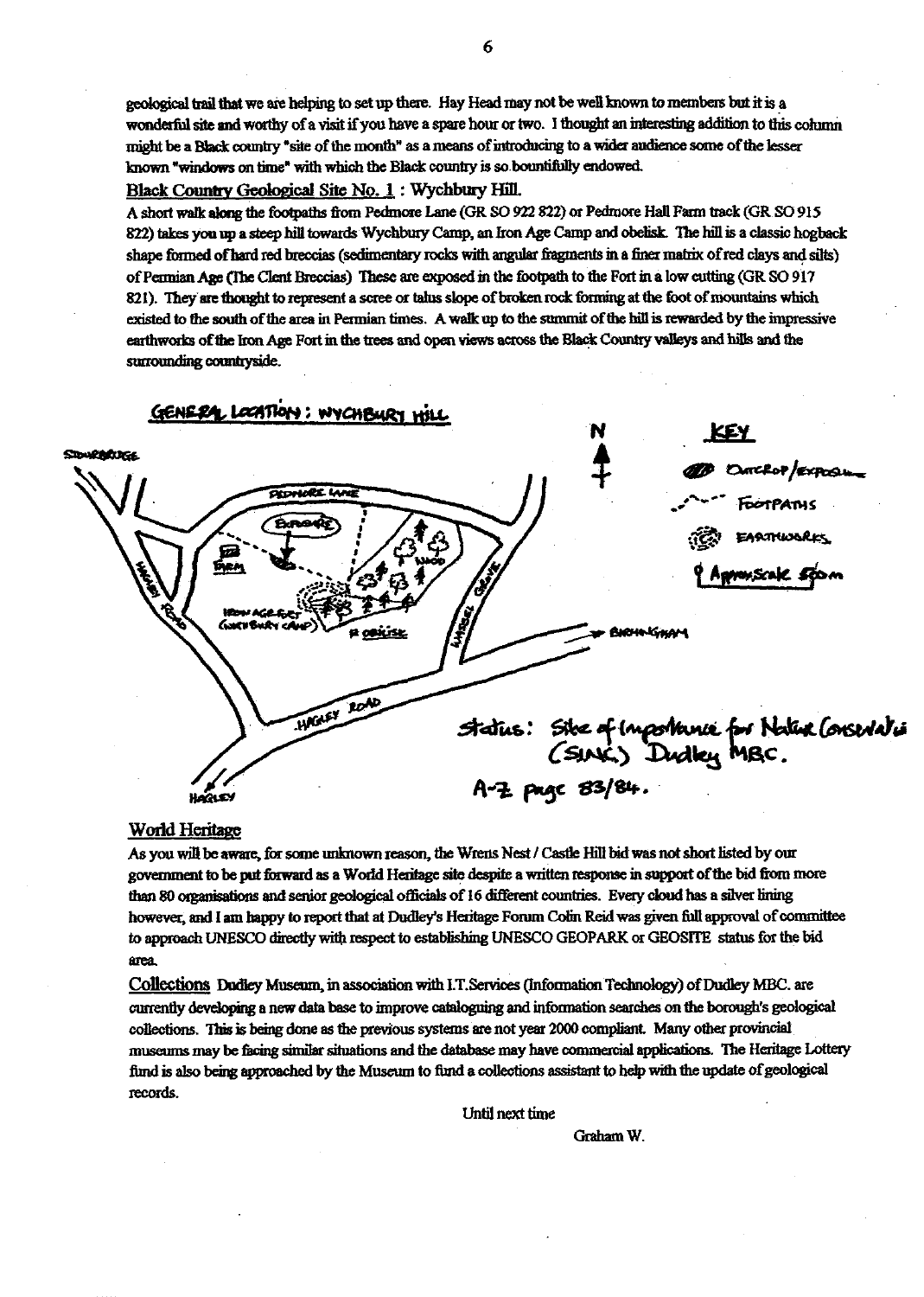geological trail that we are helping to set up there. Hay Head may not be well known to members but it is a wonderful site and worthy of a visit if you have a spare hour or two. I thought an interesting addition to this column might be a Black country "site of the month" as a means of introducing to a wider audience some of the lesser known "windows on time" with which the Black country is so bountifully endowed.

Black Country Geological Site No. 1 : Wychbury Hill.

A short walk along the footpaths from Pedmore Lane (GR SO 922 822) or Pedmore Hall Farm track (GR SO 915 822) takes you up a steep hill towards Wychbury Camp, an Iron Age Camp and obelisk. The hill is a classic hogback shape formed of hard red breccias (sedimentary rocks with angular fragments in a finer matrix of red clays and silts) of Permian Age (The Clent Breccias) These are exposed in the footpath to the Fort in a low cutting (GR SO 917 821). They are thought to represent a scree or talus slope of broken rock forming at the foot of mountains which existed to the south of the area in Permian times. A walk up to the summit of the hill is rewarded by the impressive earthworks of the Iron Age Fort in the trees and open views across the Black Country valleys and hills and the surrounding countryside.

GENERAL LOCATION: WYCHBURY HILL

KEY
- Outcrop/Exposure
- Footpaths
- Earthworks
- Approx scale 500m

STOURBRIDGE · PEDMORE LANE · EXPOSURE · FARM · WOOD · IRON AGE FORT (WYCHBURY CAMP) · OBELISK · WASSEL GROVE · BIRMINGHAM · HAGLEY ROAD · HAGLEY

Status: Site of Importance for Nature Conservation (SINC) Dudley MBC.

A-Z page 83/84.

## World Heritage

As you will be aware, for some unknown reason, the Wrens Nest / Castle Hill bid was not short listed by our government to be put forward as a World Heritage site despite a written response in support of the bid from more than 80 organisations and senior geological officials of 16 different countries. Every cloud has a silver lining however, and I am happy to report that at Dudley's Heritage Forum Colin Reid was given full approval of committee to approach UNESCO directly with respect to establishing UNESCO GEOPARK or GEOSITE status for the bid area.

**Collections** Dudley Museum, in association with I.T.Services (Information Technology) of Dudley MBC. are currently developing a new data base to improve cataloguing and information searches on the borough's geological collections. This is being done as the previous systems are not year 2000 compliant. Many other provincial museums may be facing similar situations and the database may have commercial applications. The Heritage Lottery fund is also being approached by the Museum to fund a collections assistant to help with the update of geological records.

Until next time

Graham W.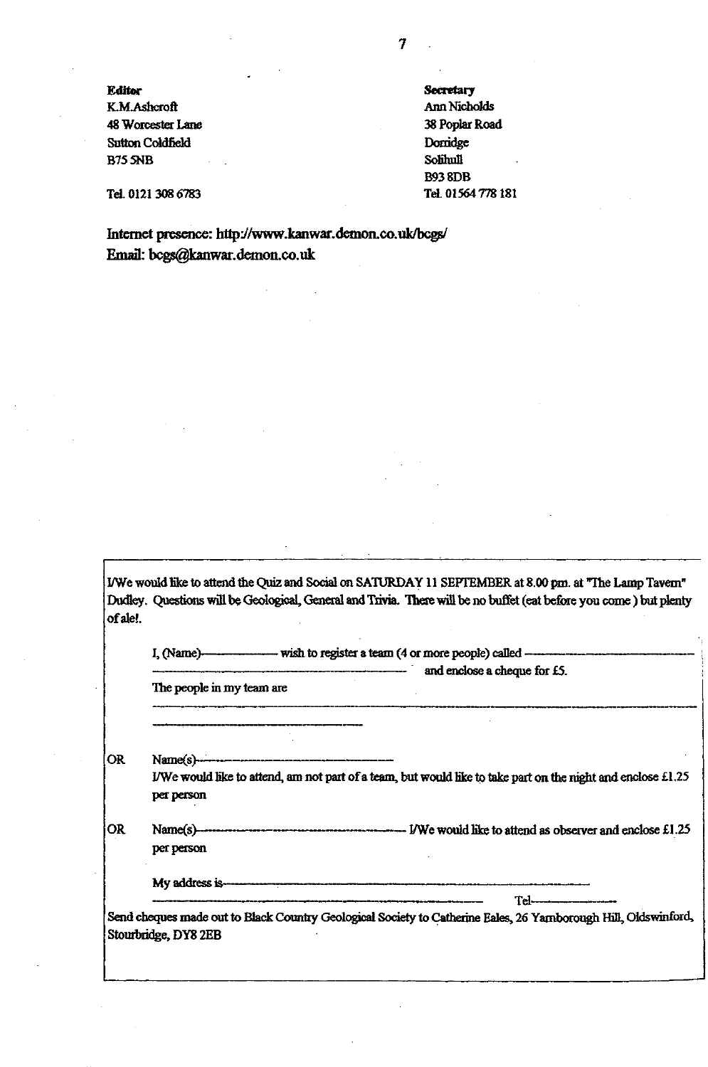**Editor**
K.M.Ashcroft
48 Worcester Lane
Sutton Coldfield
B75 5NB

Tel. 0121 308 6783

**Secretary**
Ann Nicholds
38 Poplar Road
Dorridge
Solihull
B93 8DB
Tel. 01564 778 181

Internet presence: http://www.kanwar.demon.co.uk/bcgs/
Email: bcgs@kanwar.demon.co.uk

---

I/We would like to attend the Quiz and Social on SATURDAY 11 SEPTEMBER at 8.00 pm. at "The Lamp Tavern" Dudley. Questions will be Geological, General and Trivia. There will be no buffet (eat before you come ) but plenty of ale!.

I, (Name)—————— wish to register a team (4 or more people) called ——————————————————————————————— and enclose a cheque for £5.

The people in my team are

———————————————————————————————————————

OR Name(s)———————————————
I/We would like to attend, am not part of a team, but would like to take part on the night and enclose £1.25 per person

OR Name(s)——————————————— I/We would like to attend as observer and enclose £1.25 per person

My address is———————————————————————————
——————————————————————— Tel————————

Send cheques made out to Black Country Geological Society to Catherine Eales, 26 Yarnborough Hill, Oldswinford, Stourbridge, DY8 2EB